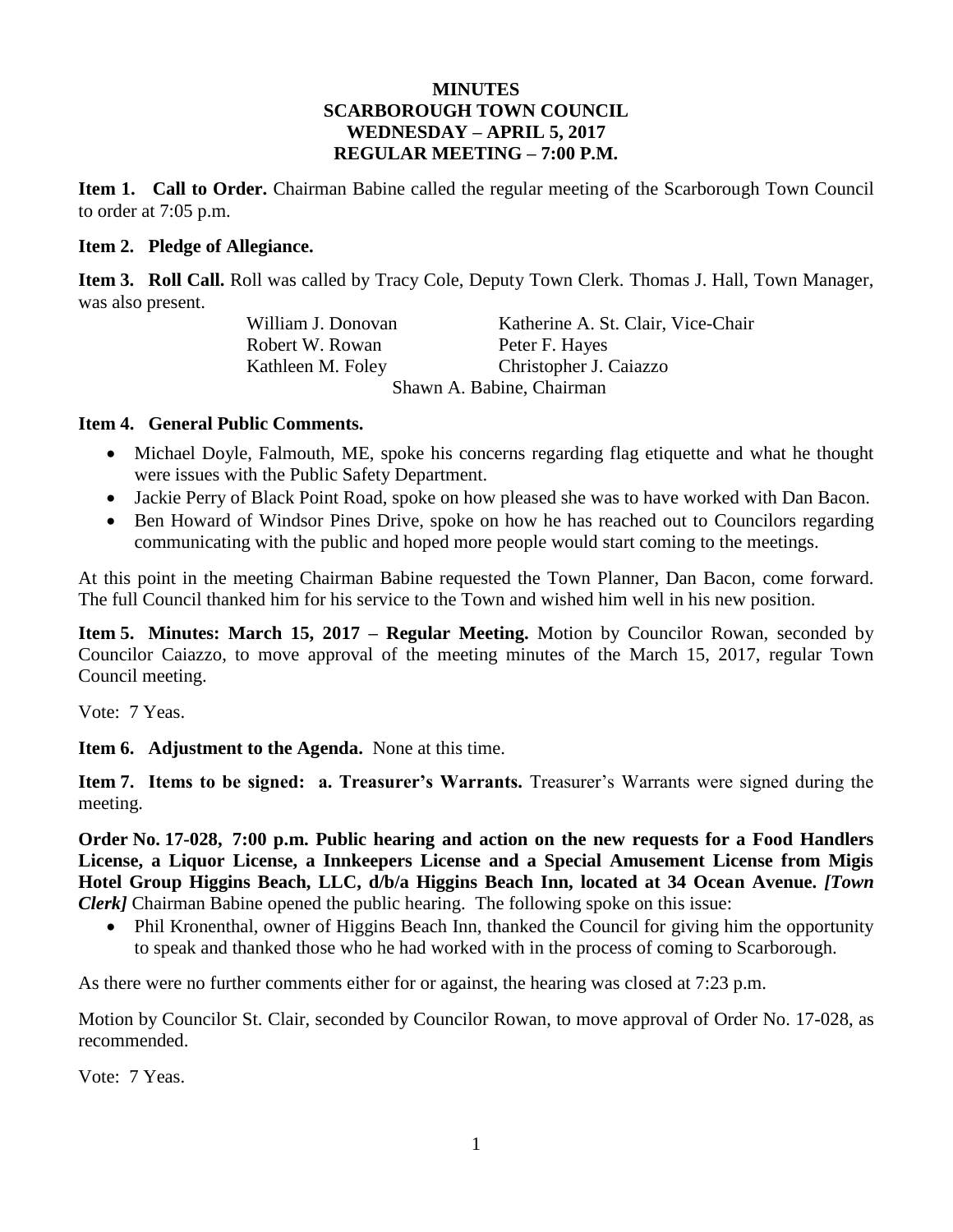**MINUTES**
**SCARBOROUGH TOWN COUNCIL**
**WEDNESDAY – APRIL 5, 2017**
**REGULAR MEETING – 7:00 P.M.**

**Item 1. Call to Order.** Chairman Babine called the regular meeting of the Scarborough Town Council to order at 7:05 p.m.

**Item 2. Pledge of Allegiance.**

**Item 3. Roll Call.** Roll was called by Tracy Cole, Deputy Town Clerk. Thomas J. Hall, Town Manager, was also present.

| | |
|---|---|
| William J. Donovan | Katherine A. St. Clair, Vice-Chair |
| Robert W. Rowan | Peter F. Hayes |
| Kathleen M. Foley | Christopher J. Caiazzo |

Shawn A. Babine, Chairman

**Item 4. General Public Comments.**

- Michael Doyle, Falmouth, ME, spoke his concerns regarding flag etiquette and what he thought were issues with the Public Safety Department.
- Jackie Perry of Black Point Road, spoke on how pleased she was to have worked with Dan Bacon.
- Ben Howard of Windsor Pines Drive, spoke on how he has reached out to Councilors regarding communicating with the public and hoped more people would start coming to the meetings.

At this point in the meeting Chairman Babine requested the Town Planner, Dan Bacon, come forward. The full Council thanked him for his service to the Town and wished him well in his new position.

**Item 5. Minutes: March 15, 2017 – Regular Meeting.** Motion by Councilor Rowan, seconded by Councilor Caiazzo, to move approval of the meeting minutes of the March 15, 2017, regular Town Council meeting.

Vote: 7 Yeas.

**Item 6. Adjustment to the Agenda.** None at this time.

**Item 7. Items to be signed: a. Treasurer's Warrants.** Treasurer's Warrants were signed during the meeting.

**Order No. 17-028, 7:00 p.m. Public hearing and action on the new requests for a Food Handlers License, a Liquor License, a Innkeepers License and a Special Amusement License from Migis Hotel Group Higgins Beach, LLC, d/b/a Higgins Beach Inn, located at 34 Ocean Avenue.** ***[Town Clerk]*** Chairman Babine opened the public hearing. The following spoke on this issue:

- Phil Kronenthal, owner of Higgins Beach Inn, thanked the Council for giving him the opportunity to speak and thanked those who he had worked with in the process of coming to Scarborough.

As there were no further comments either for or against, the hearing was closed at 7:23 p.m.

Motion by Councilor St. Clair, seconded by Councilor Rowan, to move approval of Order No. 17-028, as recommended.

Vote: 7 Yeas.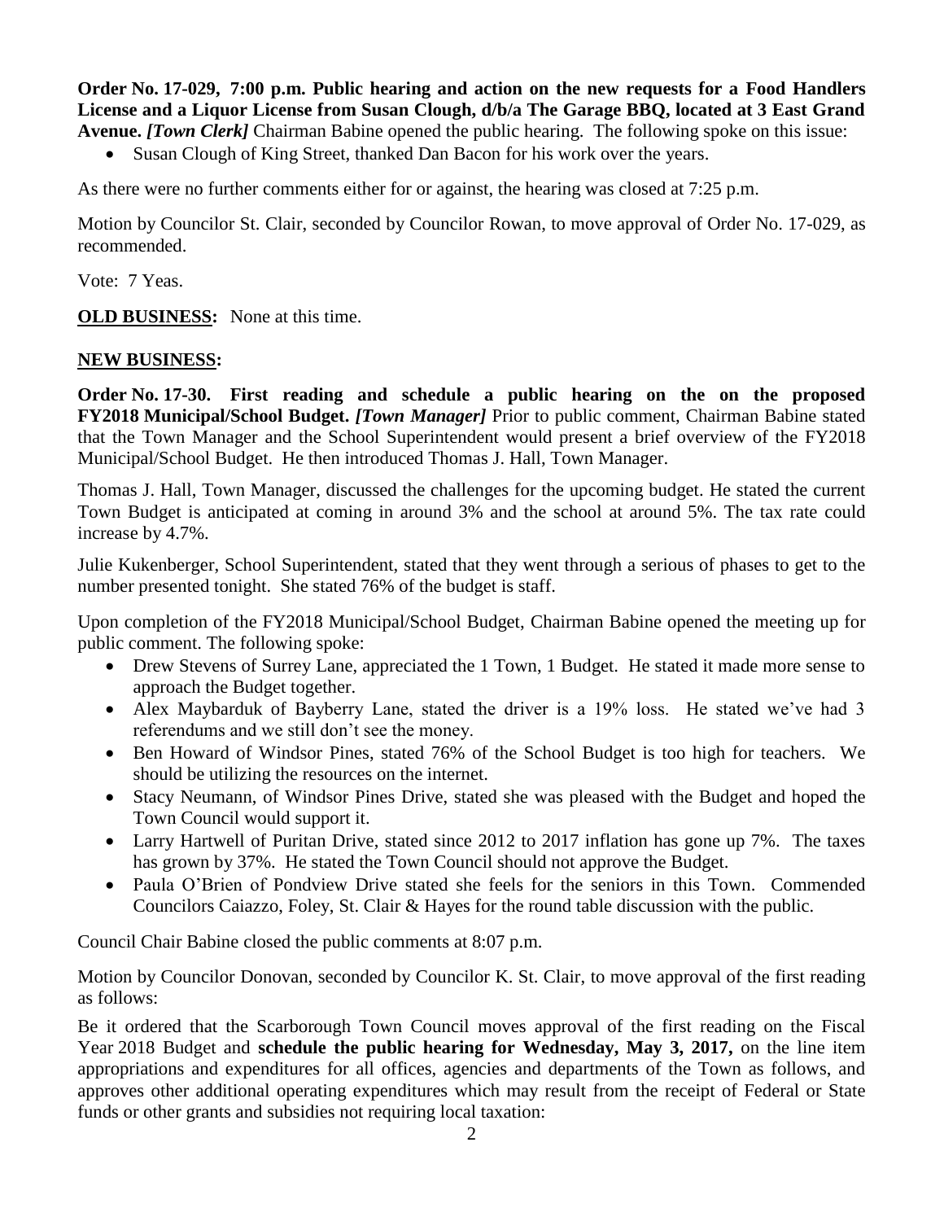**Order No. 17-029, 7:00 p.m. Public hearing and action on the new requests for a Food Handlers License and a Liquor License from Susan Clough, d/b/a The Garage BBQ, located at 3 East Grand Avenue.** ***[Town Clerk]*** Chairman Babine opened the public hearing. The following spoke on this issue:

- Susan Clough of King Street, thanked Dan Bacon for his work over the years.

As there were no further comments either for or against, the hearing was closed at 7:25 p.m.

Motion by Councilor St. Clair, seconded by Councilor Rowan, to move approval of Order No. 17-029, as recommended.

Vote: 7 Yeas.

**OLD BUSINESS:** None at this time.

**NEW BUSINESS:**

**Order No. 17-30. First reading and schedule a public hearing on the on the proposed FY2018 Municipal/School Budget.** ***[Town Manager]*** Prior to public comment, Chairman Babine stated that the Town Manager and the School Superintendent would present a brief overview of the FY2018 Municipal/School Budget. He then introduced Thomas J. Hall, Town Manager.

Thomas J. Hall, Town Manager, discussed the challenges for the upcoming budget. He stated the current Town Budget is anticipated at coming in around 3% and the school at around 5%. The tax rate could increase by 4.7%.

Julie Kukenberger, School Superintendent, stated that they went through a serious of phases to get to the number presented tonight. She stated 76% of the budget is staff.

Upon completion of the FY2018 Municipal/School Budget, Chairman Babine opened the meeting up for public comment. The following spoke:

- Drew Stevens of Surrey Lane, appreciated the 1 Town, 1 Budget. He stated it made more sense to approach the Budget together.
- Alex Maybarduk of Bayberry Lane, stated the driver is a 19% loss. He stated we've had 3 referendums and we still don't see the money.
- Ben Howard of Windsor Pines, stated 76% of the School Budget is too high for teachers. We should be utilizing the resources on the internet.
- Stacy Neumann, of Windsor Pines Drive, stated she was pleased with the Budget and hoped the Town Council would support it.
- Larry Hartwell of Puritan Drive, stated since 2012 to 2017 inflation has gone up 7%. The taxes has grown by 37%. He stated the Town Council should not approve the Budget.
- Paula O'Brien of Pondview Drive stated she feels for the seniors in this Town. Commended Councilors Caiazzo, Foley, St. Clair & Hayes for the round table discussion with the public.

Council Chair Babine closed the public comments at 8:07 p.m.

Motion by Councilor Donovan, seconded by Councilor K. St. Clair, to move approval of the first reading as follows:

Be it ordered that the Scarborough Town Council moves approval of the first reading on the Fiscal Year 2018 Budget and **schedule the public hearing for Wednesday, May 3, 2017,** on the line item appropriations and expenditures for all offices, agencies and departments of the Town as follows, and approves other additional operating expenditures which may result from the receipt of Federal or State funds or other grants and subsidies not requiring local taxation: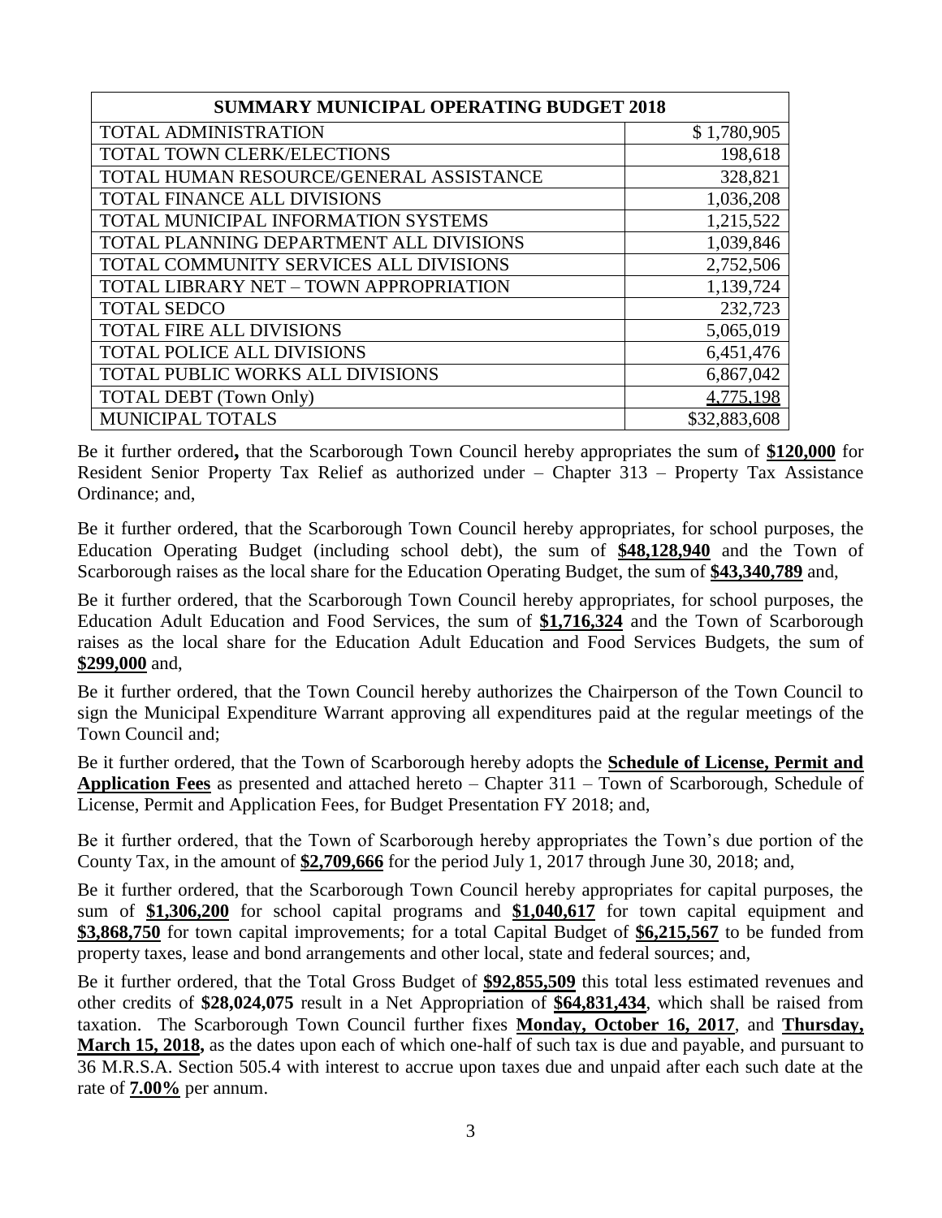| SUMMARY MUNICIPAL OPERATING BUDGET 2018 | |
|---|---|
| TOTAL ADMINISTRATION | $ 1,780,905 |
| TOTAL TOWN CLERK/ELECTIONS | 198,618 |
| TOTAL HUMAN RESOURCE/GENERAL ASSISTANCE | 328,821 |
| TOTAL FINANCE ALL DIVISIONS | 1,036,208 |
| TOTAL MUNICIPAL INFORMATION SYSTEMS | 1,215,522 |
| TOTAL PLANNING DEPARTMENT ALL DIVISIONS | 1,039,846 |
| TOTAL COMMUNITY SERVICES ALL DIVISIONS | 2,752,506 |
| TOTAL LIBRARY NET – TOWN APPROPRIATION | 1,139,724 |
| TOTAL SEDCO | 232,723 |
| TOTAL FIRE ALL DIVISIONS | 5,065,019 |
| TOTAL POLICE ALL DIVISIONS | 6,451,476 |
| TOTAL PUBLIC WORKS ALL DIVISIONS | 6,867,042 |
| TOTAL DEBT (Town Only) | 4,775,198 |
| MUNICIPAL TOTALS | $32,883,608 |

Be it further ordered**,** that the Scarborough Town Council hereby appropriates the sum of **$120,000** for Resident Senior Property Tax Relief as authorized under – Chapter 313 – Property Tax Assistance Ordinance; and,

Be it further ordered, that the Scarborough Town Council hereby appropriates, for school purposes, the Education Operating Budget (including school debt), the sum of **$48,128,940** and the Town of Scarborough raises as the local share for the Education Operating Budget, the sum of **$43,340,789** and,

Be it further ordered, that the Scarborough Town Council hereby appropriates, for school purposes, the Education Adult Education and Food Services, the sum of **$1,716,324** and the Town of Scarborough raises as the local share for the Education Adult Education and Food Services Budgets, the sum of **$299,000** and,

Be it further ordered, that the Town Council hereby authorizes the Chairperson of the Town Council to sign the Municipal Expenditure Warrant approving all expenditures paid at the regular meetings of the Town Council and;

Be it further ordered, that the Town of Scarborough hereby adopts the **Schedule of License, Permit and Application Fees** as presented and attached hereto – Chapter 311 – Town of Scarborough, Schedule of License, Permit and Application Fees, for Budget Presentation FY 2018; and,

Be it further ordered, that the Town of Scarborough hereby appropriates the Town's due portion of the County Tax, in the amount of **$2,709,666** for the period July 1, 2017 through June 30, 2018; and,

Be it further ordered, that the Scarborough Town Council hereby appropriates for capital purposes, the sum of **$1,306,200** for school capital programs and **$1,040,617** for town capital equipment and **$3,868,750** for town capital improvements; for a total Capital Budget of **$6,215,567** to be funded from property taxes, lease and bond arrangements and other local, state and federal sources; and,

Be it further ordered, that the Total Gross Budget of **$92,855,509** this total less estimated revenues and other credits of **$28,024,075** result in a Net Appropriation of **$64,831,434**, which shall be raised from taxation. The Scarborough Town Council further fixes **Monday, October 16, 2017**, and **Thursday, March 15, 2018,** as the dates upon each of which one-half of such tax is due and payable, and pursuant to 36 M.R.S.A. Section 505.4 with interest to accrue upon taxes due and unpaid after each such date at the rate of **7.00%** per annum.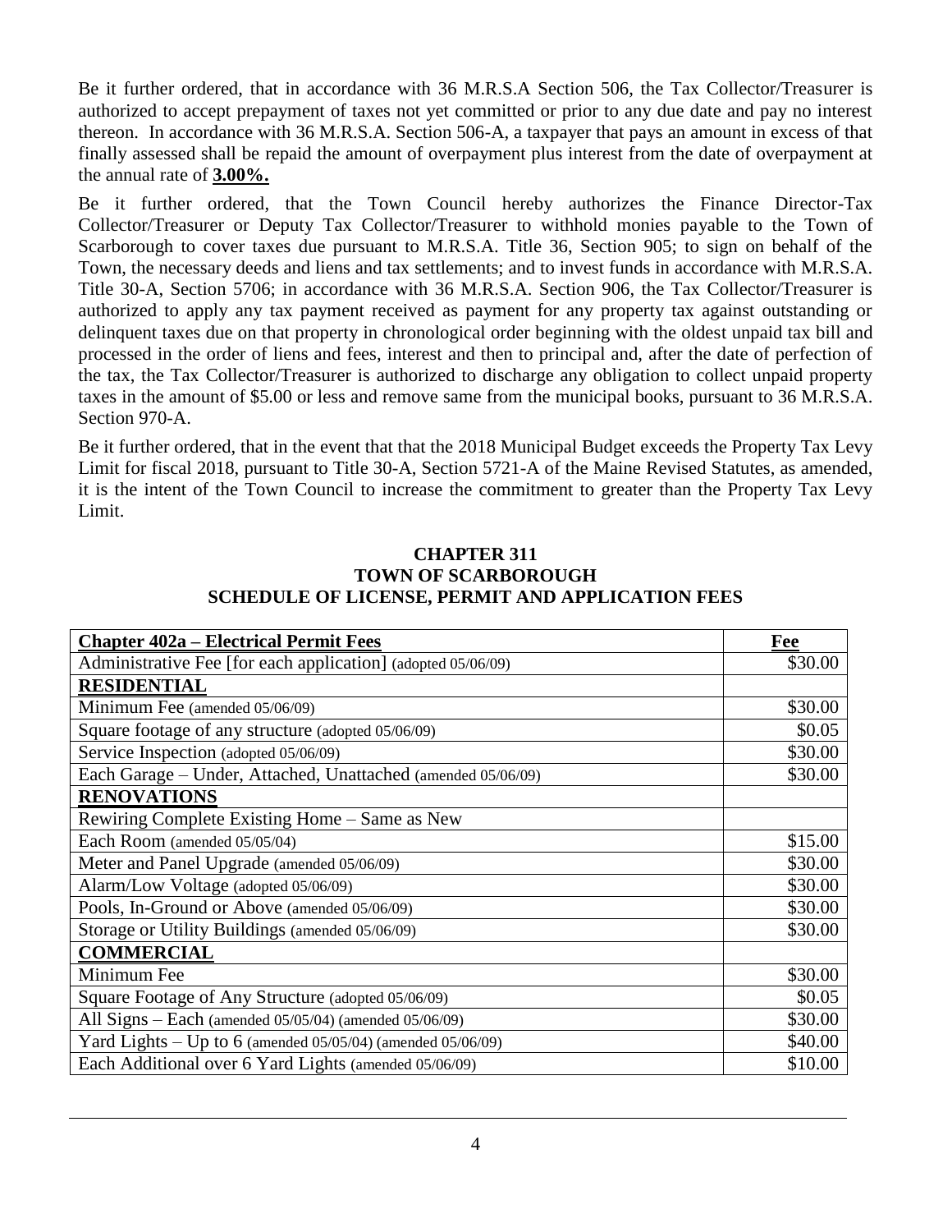Be it further ordered, that in accordance with 36 M.R.S.A Section 506, the Tax Collector/Treasurer is authorized to accept prepayment of taxes not yet committed or prior to any due date and pay no interest thereon. In accordance with 36 M.R.S.A. Section 506-A, a taxpayer that pays an amount in excess of that finally assessed shall be repaid the amount of overpayment plus interest from the date of overpayment at the annual rate of **3.00%.**

Be it further ordered, that the Town Council hereby authorizes the Finance Director-Tax Collector/Treasurer or Deputy Tax Collector/Treasurer to withhold monies payable to the Town of Scarborough to cover taxes due pursuant to M.R.S.A. Title 36, Section 905; to sign on behalf of the Town, the necessary deeds and liens and tax settlements; and to invest funds in accordance with M.R.S.A. Title 30-A, Section 5706; in accordance with 36 M.R.S.A. Section 906, the Tax Collector/Treasurer is authorized to apply any tax payment received as payment for any property tax against outstanding or delinquent taxes due on that property in chronological order beginning with the oldest unpaid tax bill and processed in the order of liens and fees, interest and then to principal and, after the date of perfection of the tax, the Tax Collector/Treasurer is authorized to discharge any obligation to collect unpaid property taxes in the amount of $5.00 or less and remove same from the municipal books, pursuant to 36 M.R.S.A. Section 970-A.

Be it further ordered, that in the event that that the 2018 Municipal Budget exceeds the Property Tax Levy Limit for fiscal 2018, pursuant to Title 30-A, Section 5721-A of the Maine Revised Statutes, as amended, it is the intent of the Town Council to increase the commitment to greater than the Property Tax Levy Limit.

# CHAPTER 311
# TOWN OF SCARBOROUGH
# SCHEDULE OF LICENSE, PERMIT AND APPLICATION FEES

| **Chapter 402a – Electrical Permit Fees** | **Fee** |
|---|---|
| Administrative Fee [for each application] (adopted 05/06/09) | $30.00 |
| **RESIDENTIAL** | |
| Minimum Fee (amended 05/06/09) | $30.00 |
| Square footage of any structure (adopted 05/06/09) | $0.05 |
| Service Inspection (adopted 05/06/09) | $30.00 |
| Each Garage – Under, Attached, Unattached (amended 05/06/09) | $30.00 |
| **RENOVATIONS** | |
| Rewiring Complete Existing Home – Same as New | |
| Each Room (amended 05/05/04) | $15.00 |
| Meter and Panel Upgrade (amended 05/06/09) | $30.00 |
| Alarm/Low Voltage (adopted 05/06/09) | $30.00 |
| Pools, In-Ground or Above (amended 05/06/09) | $30.00 |
| Storage or Utility Buildings (amended 05/06/09) | $30.00 |
| **COMMERCIAL** | |
| Minimum Fee | $30.00 |
| Square Footage of Any Structure (adopted 05/06/09) | $0.05 |
| All Signs – Each (amended 05/05/04) (amended 05/06/09) | $30.00 |
| Yard Lights – Up to 6 (amended 05/05/04) (amended 05/06/09) | $40.00 |
| Each Additional over 6 Yard Lights (amended 05/06/09) | $10.00 |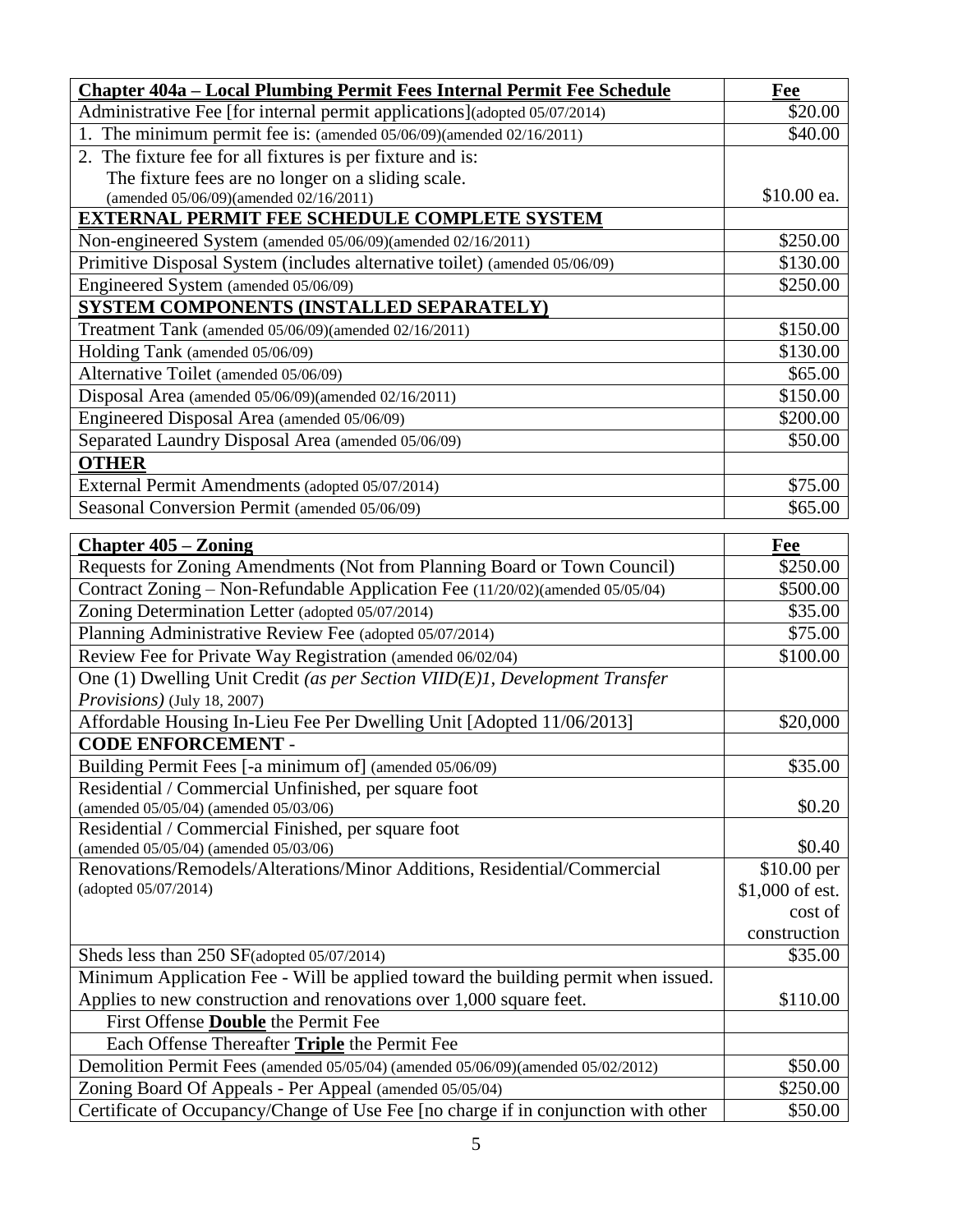| **Chapter 404a – Local Plumbing Permit Fees Internal Permit Fee Schedule** | **Fee** |
|---|---|
| Administrative Fee [for internal permit applications](adopted 05/07/2014) | $20.00 |
| 1. The minimum permit fee is: (amended 05/06/09)(amended 02/16/2011) | $40.00 |
| 2. The fixture fee for all fixtures is per fixture and is: The fixture fees are no longer on a sliding scale. (amended 05/06/09)(amended 02/16/2011) | $10.00 ea. |
| **EXTERNAL PERMIT FEE SCHEDULE COMPLETE SYSTEM** | |
| Non-engineered System (amended 05/06/09)(amended 02/16/2011) | $250.00 |
| Primitive Disposal System (includes alternative toilet) (amended 05/06/09) | $130.00 |
| Engineered System (amended 05/06/09) | $250.00 |
| **SYSTEM COMPONENTS (INSTALLED SEPARATELY)** | |
| Treatment Tank (amended 05/06/09)(amended 02/16/2011) | $150.00 |
| Holding Tank (amended 05/06/09) | $130.00 |
| Alternative Toilet (amended 05/06/09) | $65.00 |
| Disposal Area (amended 05/06/09)(amended 02/16/2011) | $150.00 |
| Engineered Disposal Area (amended 05/06/09) | $200.00 |
| Separated Laundry Disposal Area (amended 05/06/09) | $50.00 |
| **OTHER** | |
| External Permit Amendments (adopted 05/07/2014) | $75.00 |
| Seasonal Conversion Permit (amended 05/06/09) | $65.00 |

| **Chapter 405 – Zoning** | **Fee** |
|---|---|
| Requests for Zoning Amendments (Not from Planning Board or Town Council) | $250.00 |
| Contract Zoning – Non-Refundable Application Fee (11/20/02)(amended 05/05/04) | $500.00 |
| Zoning Determination Letter (adopted 05/07/2014) | $35.00 |
| Planning Administrative Review Fee (adopted 05/07/2014) | $75.00 |
| Review Fee for Private Way Registration (amended 06/02/04) | $100.00 |
| One (1) Dwelling Unit Credit *(as per Section VIID(E)1, Development Transfer Provisions)* (July 18, 2007) | |
| Affordable Housing In-Lieu Fee Per Dwelling Unit [Adopted 11/06/2013] | $20,000 |
| **CODE ENFORCEMENT -** | |
| Building Permit Fees [-a minimum of] (amended 05/06/09) | $35.00 |
| Residential / Commercial Unfinished, per square foot (amended 05/05/04) (amended 05/03/06) | $0.20 |
| Residential / Commercial Finished, per square foot (amended 05/05/04) (amended 05/03/06) | $0.40 |
| Renovations/Remodels/Alterations/Minor Additions, Residential/Commercial (adopted 05/07/2014) | $10.00 per $1,000 of est. cost of construction |
| Sheds less than 250 SF(adopted 05/07/2014) | $35.00 |
| Minimum Application Fee - Will be applied toward the building permit when issued. Applies to new construction and renovations over 1,000 square feet. | $110.00 |
| First Offense **Double** the Permit Fee | |
| Each Offense Thereafter **Triple** the Permit Fee | |
| Demolition Permit Fees (amended 05/05/04) (amended 05/06/09)(amended 05/02/2012) | $50.00 |
| Zoning Board Of Appeals - Per Appeal (amended 05/05/04) | $250.00 |
| Certificate of Occupancy/Change of Use Fee [no charge if in conjunction with other | $50.00 |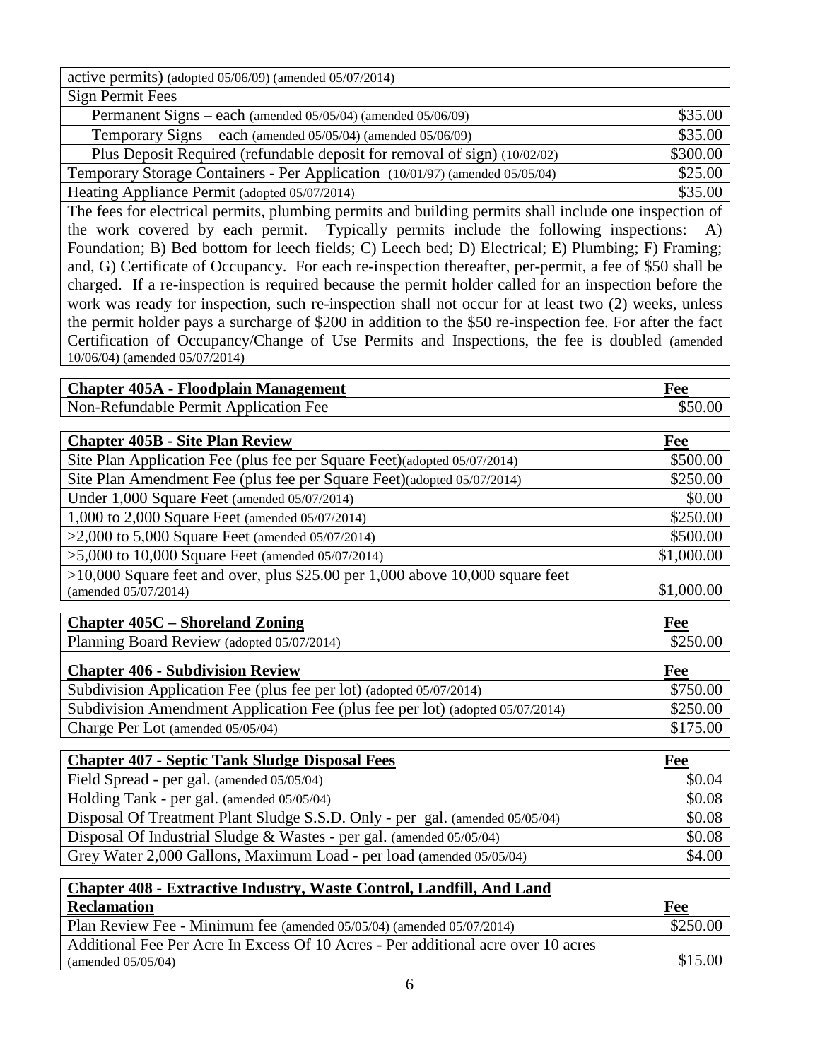| | |
|---|---|
| active permits) (adopted 05/06/09) (amended 05/07/2014) | |
| Sign Permit Fees | |
| Permanent Signs – each (amended 05/05/04) (amended 05/06/09) | $35.00 |
| Temporary Signs – each (amended 05/05/04) (amended 05/06/09) | $35.00 |
| Plus Deposit Required (refundable deposit for removal of sign) (10/02/02) | $300.00 |
| Temporary Storage Containers - Per Application (10/01/97) (amended 05/05/04) | $25.00 |
| Heating Appliance Permit (adopted 05/07/2014) | $35.00 |

The fees for electrical permits, plumbing permits and building permits shall include one inspection of the work covered by each permit. Typically permits include the following inspections: A) Foundation; B) Bed bottom for leech fields; C) Leech bed; D) Electrical; E) Plumbing; F) Framing; and, G) Certificate of Occupancy. For each re-inspection thereafter, per-permit, a fee of $50 shall be charged. If a re-inspection is required because the permit holder called for an inspection before the work was ready for inspection, such re-inspection shall not occur for at least two (2) weeks, unless the permit holder pays a surcharge of $200 in addition to the $50 re-inspection fee. For after the fact Certification of Occupancy/Change of Use Permits and Inspections, the fee is doubled (amended 10/06/04) (amended 05/07/2014)

| Chapter 405A - Floodplain Management | Fee |
|---|---|
| Non-Refundable Permit Application Fee | $50.00 |

| Chapter 405B - Site Plan Review | Fee |
|---|---|
| Site Plan Application Fee (plus fee per Square Feet)(adopted 05/07/2014) | $500.00 |
| Site Plan Amendment Fee (plus fee per Square Feet)(adopted 05/07/2014) | $250.00 |
| Under 1,000 Square Feet (amended 05/07/2014) | $0.00 |
| 1,000 to 2,000 Square Feet (amended 05/07/2014) | $250.00 |
| >2,000 to 5,000 Square Feet (amended 05/07/2014) | $500.00 |
| >5,000 to 10,000 Square Feet (amended 05/07/2014) | $1,000.00 |
| >10,000 Square feet and over, plus $25.00 per 1,000 above 10,000 square feet (amended 05/07/2014) | $1,000.00 |

| Chapter 405C – Shoreland Zoning | Fee |
|---|---|
| Planning Board Review (adopted 05/07/2014) | $250.00 |

| Chapter 406 - Subdivision Review | Fee |
|---|---|
| Subdivision Application Fee (plus fee per lot) (adopted 05/07/2014) | $750.00 |
| Subdivision Amendment Application Fee (plus fee per lot) (adopted 05/07/2014) | $250.00 |
| Charge Per Lot (amended 05/05/04) | $175.00 |

| Chapter 407 - Septic Tank Sludge Disposal Fees | Fee |
|---|---|
| Field Spread - per gal. (amended 05/05/04) | $0.04 |
| Holding Tank - per gal. (amended 05/05/04) | $0.08 |
| Disposal Of Treatment Plant Sludge S.S.D. Only - per gal. (amended 05/05/04) | $0.08 |
| Disposal Of Industrial Sludge & Wastes - per gal. (amended 05/05/04) | $0.08 |
| Grey Water 2,000 Gallons, Maximum Load - per load (amended 05/05/04) | $4.00 |

| Chapter 408 - Extractive Industry, Waste Control, Landfill, And Land Reclamation | Fee |
|---|---|
| Plan Review Fee - Minimum fee (amended 05/05/04) (amended 05/07/2014) | $250.00 |
| Additional Fee Per Acre In Excess Of 10 Acres - Per additional acre over 10 acres (amended 05/05/04) | $15.00 |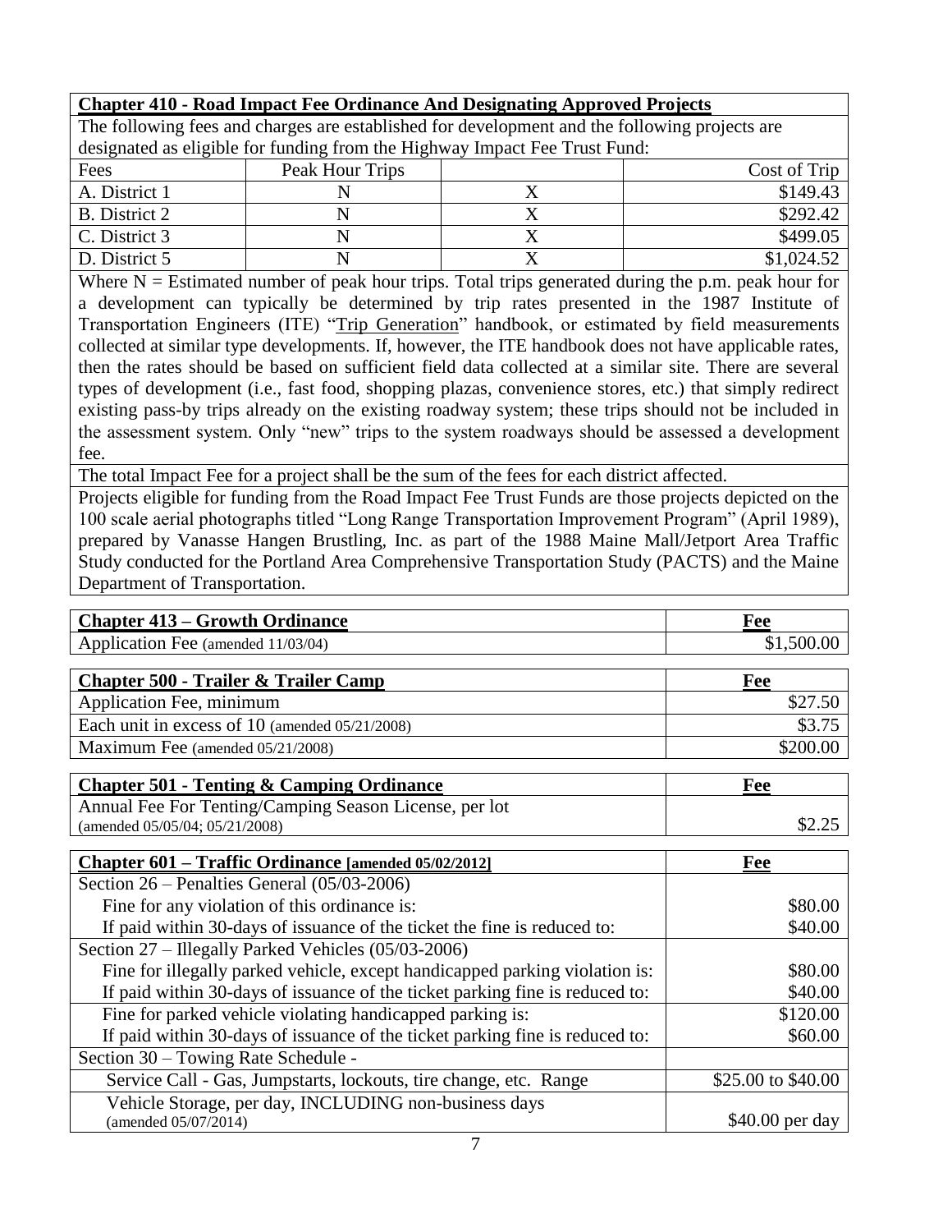**Chapter 410 - Road Impact Fee Ordinance And Designating Approved Projects**

The following fees and charges are established for development and the following projects are designated as eligible for funding from the Highway Impact Fee Trust Fund:

| Fees | Peak Hour Trips | | Cost of Trip |
|---|---|---|---|
| A. District 1 | N | X | $149.43 |
| B. District 2 | N | X | $292.42 |
| C. District 3 | N | X | $499.05 |
| D. District 5 | N | X | $1,024.52 |

Where N = Estimated number of peak hour trips. Total trips generated during the p.m. peak hour for a development can typically be determined by trip rates presented in the 1987 Institute of Transportation Engineers (ITE) "Trip Generation" handbook, or estimated by field measurements collected at similar type developments. If, however, the ITE handbook does not have applicable rates, then the rates should be based on sufficient field data collected at a similar site. There are several types of development (i.e., fast food, shopping plazas, convenience stores, etc.) that simply redirect existing pass-by trips already on the existing roadway system; these trips should not be included in the assessment system. Only "new" trips to the system roadways should be assessed a development fee.

The total Impact Fee for a project shall be the sum of the fees for each district affected.

Projects eligible for funding from the Road Impact Fee Trust Funds are those projects depicted on the 100 scale aerial photographs titled "Long Range Transportation Improvement Program" (April 1989), prepared by Vanasse Hangen Brustling, Inc. as part of the 1988 Maine Mall/Jetport Area Traffic Study conducted for the Portland Area Comprehensive Transportation Study (PACTS) and the Maine Department of Transportation.

| **Chapter 413 – Growth Ordinance** | **Fee** |
|---|---|
| Application Fee (amended 11/03/04) | $1,500.00 |

| **Chapter 500 - Trailer & Trailer Camp** | **Fee** |
|---|---|
| Application Fee, minimum | $27.50 |
| Each unit in excess of 10 (amended 05/21/2008) | $3.75 |
| Maximum Fee (amended 05/21/2008) | $200.00 |

| **Chapter 501 - Tenting & Camping Ordinance** | **Fee** |
|---|---|
| Annual Fee For Tenting/Camping Season License, per lot (amended 05/05/04; 05/21/2008) | $2.25 |

| **Chapter 601 – Traffic Ordinance [amended 05/02/2012]** | **Fee** |
|---|---|
| Section 26 – Penalties General (05/03-2006) | |
| Fine for any violation of this ordinance is: | $80.00 |
| If paid within 30-days of issuance of the ticket the fine is reduced to: | $40.00 |
| Section 27 – Illegally Parked Vehicles (05/03-2006) | |
| Fine for illegally parked vehicle, except handicapped parking violation is: | $80.00 |
| If paid within 30-days of issuance of the ticket parking fine is reduced to: | $40.00 |
| Fine for parked vehicle violating handicapped parking is: | $120.00 |
| If paid within 30-days of issuance of the ticket parking fine is reduced to: | $60.00 |
| Section 30 – Towing Rate Schedule - | |
| Service Call - Gas, Jumpstarts, lockouts, tire change, etc. Range | $25.00 to $40.00 |
| Vehicle Storage, per day, INCLUDING non-business days (amended 05/07/2014) | $40.00 per day |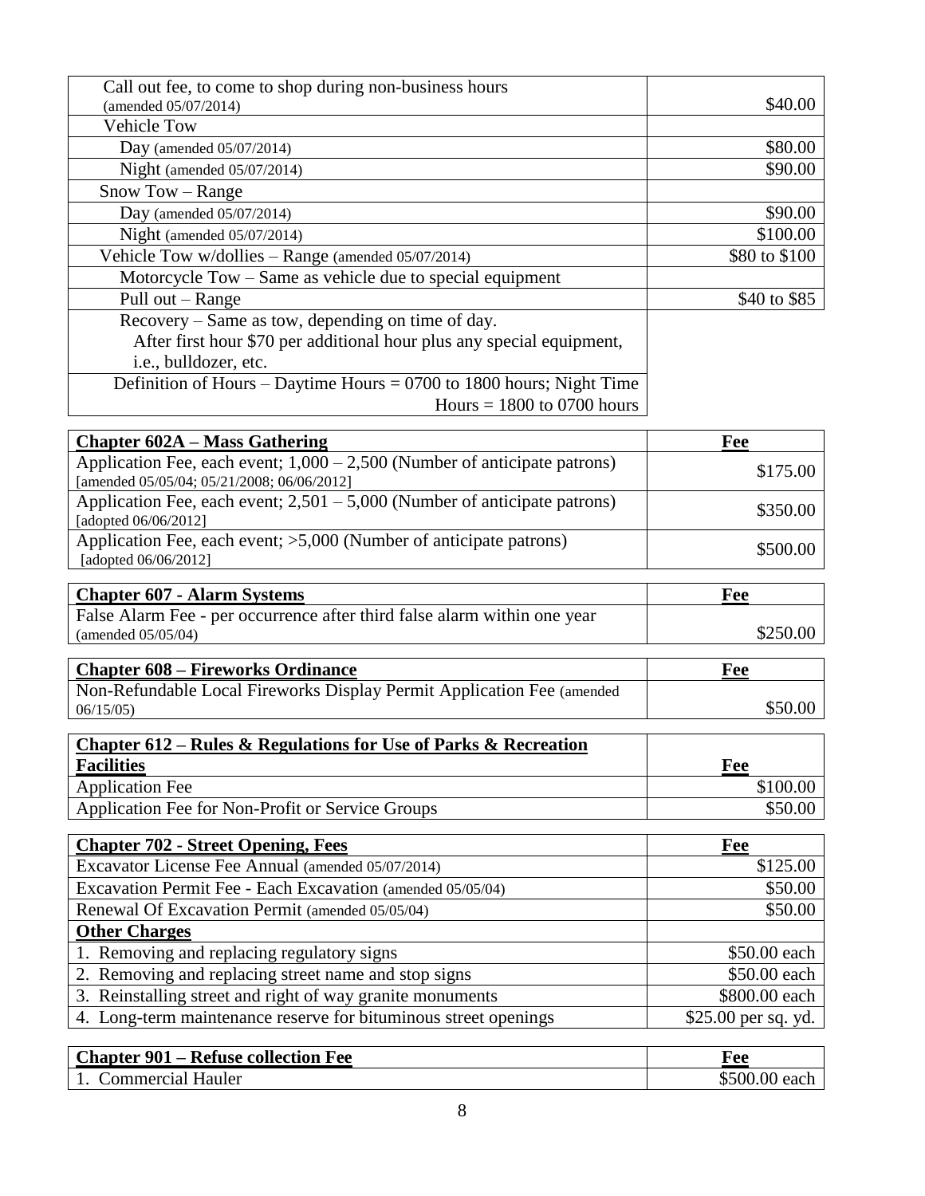| | |
|---|---|
| Call out fee, to come to shop during non-business hours (amended 05/07/2014) | $40.00 |
| Vehicle Tow | |
| Day (amended 05/07/2014) | $80.00 |
| Night (amended 05/07/2014) | $90.00 |
| Snow Tow – Range | |
| Day (amended 05/07/2014) | $90.00 |
| Night (amended 05/07/2014) | $100.00 |
| Vehicle Tow w/dollies – Range (amended 05/07/2014) | $80 to $100 |
| Motorcycle Tow – Same as vehicle due to special equipment | |
| Pull out – Range | $40 to $85 |
| Recovery – Same as tow, depending on time of day. After first hour $70 per additional hour plus any special equipment, i.e., bulldozer, etc. | |
| Definition of Hours – Daytime Hours = 0700 to 1800 hours; Night Time Hours = 1800 to 0700 hours | |

| **Chapter 602A – Mass Gathering** | **Fee** |
|---|---|
| Application Fee, each event; 1,000 – 2,500 (Number of anticipate patrons) [amended 05/05/04; 05/21/2008; 06/06/2012] | $175.00 |
| Application Fee, each event; 2,501 – 5,000 (Number of anticipate patrons) [adopted 06/06/2012] | $350.00 |
| Application Fee, each event; >5,000 (Number of anticipate patrons) [adopted 06/06/2012] | $500.00 |

| **Chapter 607 - Alarm Systems** | **Fee** |
|---|---|
| False Alarm Fee - per occurrence after third false alarm within one year (amended 05/05/04) | $250.00 |

| **Chapter 608 – Fireworks Ordinance** | **Fee** |
|---|---|
| Non-Refundable Local Fireworks Display Permit Application Fee (amended 06/15/05) | $50.00 |

| **Chapter 612 – Rules & Regulations for Use of Parks & Recreation Facilities** | **Fee** |
|---|---|
| Application Fee | $100.00 |
| Application Fee for Non-Profit or Service Groups | $50.00 |

| **Chapter 702 - Street Opening, Fees** | **Fee** |
|---|---|
| Excavator License Fee Annual (amended 05/07/2014) | $125.00 |
| Excavation Permit Fee - Each Excavation (amended 05/05/04) | $50.00 |
| Renewal Of Excavation Permit (amended 05/05/04) | $50.00 |
| **Other Charges** | |
| 1. Removing and replacing regulatory signs | $50.00 each |
| 2. Removing and replacing street name and stop signs | $50.00 each |
| 3. Reinstalling street and right of way granite monuments | $800.00 each |
| 4. Long-term maintenance reserve for bituminous street openings | $25.00 per sq. yd. |

| **Chapter 901 – Refuse collection Fee** | **Fee** |
|---|---|
| 1. Commercial Hauler | $500.00 each |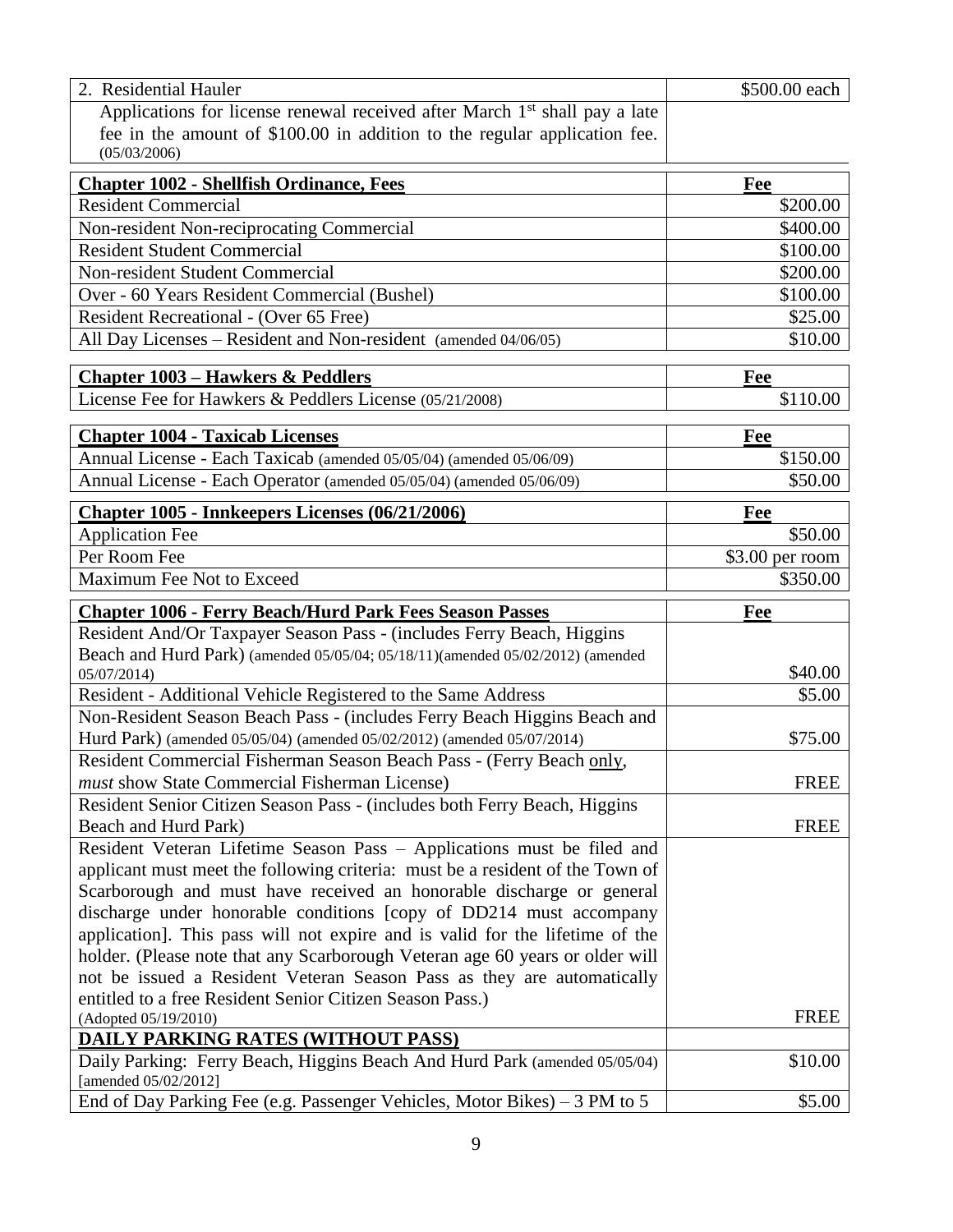| 2. Residential Hauler | \$500.00 each |
|---|---|
| Applications for license renewal received after March 1st shall pay a late fee in the amount of \$100.00 in addition to the regular application fee. (05/03/2006) | |

| **Chapter 1002 - Shellfish Ordinance, Fees** | **Fee** |
|---|---|
| Resident Commercial | \$200.00 |
| Non-resident Non-reciprocating Commercial | \$400.00 |
| Resident Student Commercial | \$100.00 |
| Non-resident Student Commercial | \$200.00 |
| Over - 60 Years Resident Commercial (Bushel) | \$100.00 |
| Resident Recreational - (Over 65 Free) | \$25.00 |
| All Day Licenses – Resident and Non-resident (amended 04/06/05) | \$10.00 |

| **Chapter 1003 – Hawkers & Peddlers** | **Fee** |
|---|---|
| License Fee for Hawkers & Peddlers License (05/21/2008) | \$110.00 |

| **Chapter 1004 - Taxicab Licenses** | **Fee** |
|---|---|
| Annual License - Each Taxicab (amended 05/05/04) (amended 05/06/09) | \$150.00 |
| Annual License - Each Operator (amended 05/05/04) (amended 05/06/09) | \$50.00 |

| **Chapter 1005 - Innkeepers Licenses (06/21/2006)** | **Fee** |
|---|---|
| Application Fee | \$50.00 |
| Per Room Fee | \$3.00 per room |
| Maximum Fee Not to Exceed | \$350.00 |

| **Chapter 1006 - Ferry Beach/Hurd Park Fees Season Passes** | **Fee** |
|---|---|
| Resident And/Or Taxpayer Season Pass - (includes Ferry Beach, Higgins Beach and Hurd Park) (amended 05/05/04; 05/18/11)(amended 05/02/2012) (amended 05/07/2014) | \$40.00 |
| Resident - Additional Vehicle Registered to the Same Address | \$5.00 |
| Non-Resident Season Beach Pass - (includes Ferry Beach Higgins Beach and Hurd Park) (amended 05/05/04) (amended 05/02/2012) (amended 05/07/2014) | \$75.00 |
| Resident Commercial Fisherman Season Beach Pass - (Ferry Beach <u>only</u>, *must* show State Commercial Fisherman License) | FREE |
| Resident Senior Citizen Season Pass - (includes both Ferry Beach, Higgins Beach and Hurd Park) | FREE |
| Resident Veteran Lifetime Season Pass – Applications must be filed and applicant must meet the following criteria: must be a resident of the Town of Scarborough and must have received an honorable discharge or general discharge under honorable conditions [copy of DD214 must accompany application]. This pass will not expire and is valid for the lifetime of the holder. (Please note that any Scarborough Veteran age 60 years or older will not be issued a Resident Veteran Season Pass as they are automatically entitled to a free Resident Senior Citizen Season Pass.) (Adopted 05/19/2010) | FREE |
| **DAILY PARKING RATES (WITHOUT PASS)** | |
| Daily Parking: Ferry Beach, Higgins Beach And Hurd Park (amended 05/05/04) [amended 05/02/2012] | \$10.00 |
| End of Day Parking Fee (e.g. Passenger Vehicles, Motor Bikes) – 3 PM to 5 | \$5.00 |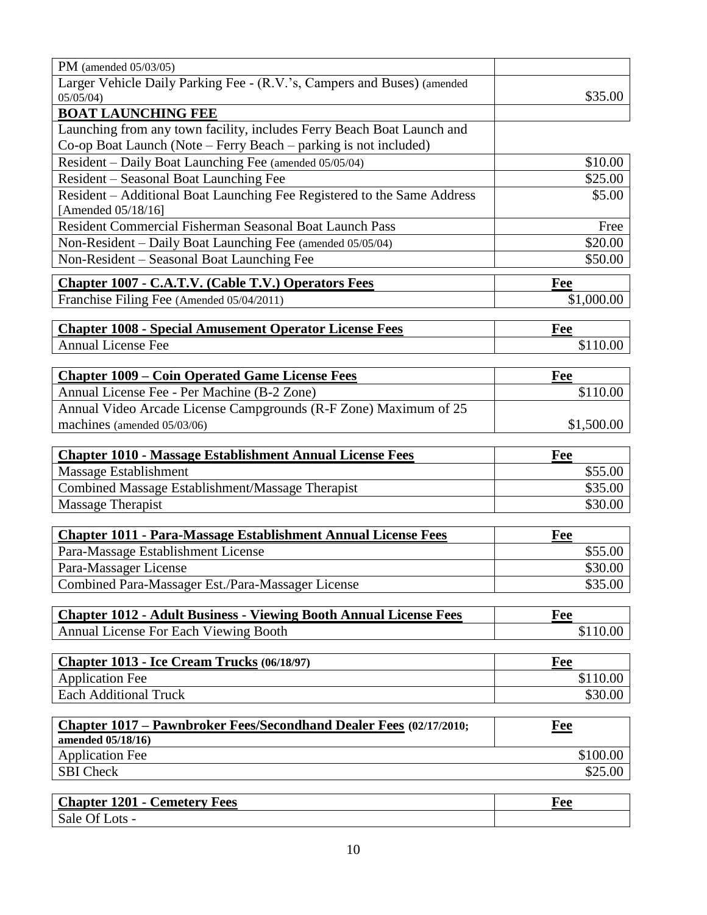| | |
|---|---|
| PM (amended 05/03/05) | |
| Larger Vehicle Daily Parking Fee - (R.V.'s, Campers and Buses) (amended 05/05/04) | $35.00 |
| **BOAT LAUNCHING FEE** | |
| Launching from any town facility, includes Ferry Beach Boat Launch and Co-op Boat Launch (Note – Ferry Beach – parking is not included) | |
| Resident – Daily Boat Launching Fee (amended 05/05/04) | $10.00 |
| Resident – Seasonal Boat Launching Fee | $25.00 |
| Resident – Additional Boat Launching Fee Registered to the Same Address [Amended 05/18/16] | $5.00 |
| Resident Commercial Fisherman Seasonal Boat Launch Pass | Free |
| Non-Resident – Daily Boat Launching Fee (amended 05/05/04) | $20.00 |
| Non-Resident – Seasonal Boat Launching Fee | $50.00 |

| **Chapter 1007 - C.A.T.V. (Cable T.V.) Operators Fees** | **Fee** |
|---|---|
| Franchise Filing Fee (Amended 05/04/2011) | $1,000.00 |

| **Chapter 1008 - Special Amusement Operator License Fees** | **Fee** |
|---|---|
| Annual License Fee | $110.00 |

| **Chapter 1009 – Coin Operated Game License Fees** | **Fee** |
|---|---|
| Annual License Fee - Per Machine (B-2 Zone) | $110.00 |
| Annual Video Arcade License Campgrounds (R-F Zone) Maximum of 25 machines (amended 05/03/06) | $1,500.00 |

| **Chapter 1010 - Massage Establishment Annual License Fees** | **Fee** |
|---|---|
| Massage Establishment | $55.00 |
| Combined Massage Establishment/Massage Therapist | $35.00 |
| Massage Therapist | $30.00 |

| **Chapter 1011 - Para-Massage Establishment Annual License Fees** | **Fee** |
|---|---|
| Para-Massage Establishment License | $55.00 |
| Para-Massager License | $30.00 |
| Combined Para-Massager Est./Para-Massager License | $35.00 |

| **Chapter 1012 - Adult Business - Viewing Booth Annual License Fees** | **Fee** |
|---|---|
| Annual License For Each Viewing Booth | $110.00 |

| **Chapter 1013 - Ice Cream Trucks (06/18/97)** | **Fee** |
|---|---|
| Application Fee | $110.00 |
| Each Additional Truck | $30.00 |

| **Chapter 1017 – Pawnbroker Fees/Secondhand Dealer Fees (02/17/2010; amended 05/18/16)** | **Fee** |
|---|---|
| Application Fee | $100.00 |
| SBI Check | $25.00 |

| **Chapter 1201 - Cemetery Fees** | **Fee** |
|---|---|
| Sale Of Lots - | |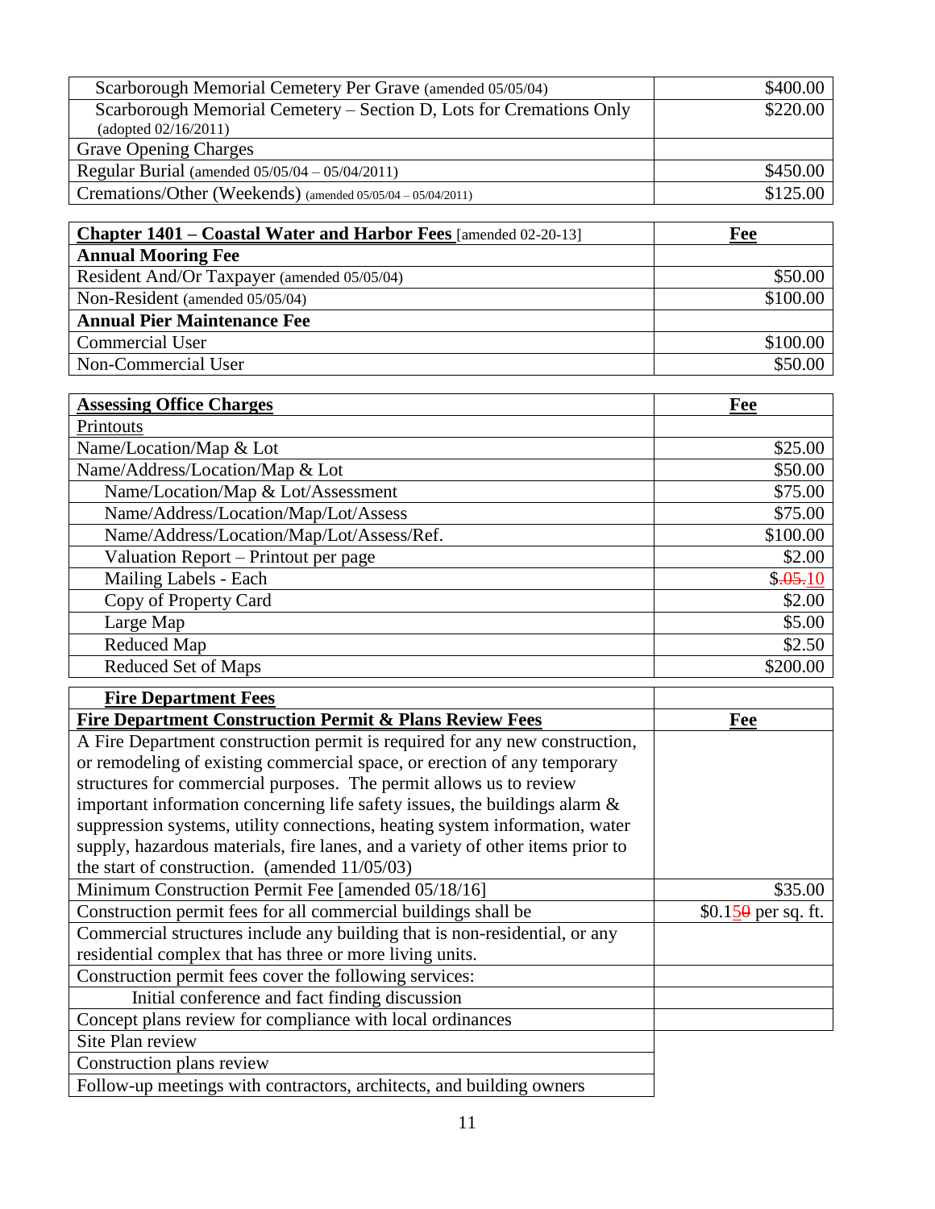| Scarborough Memorial Cemetery Per Grave (amended 05/05/04) | $400.00 |
|---|---|
| Scarborough Memorial Cemetery – Section D, Lots for Cremations Only (adopted 02/16/2011) | $220.00 |
| Grave Opening Charges | |
| Regular Burial (amended 05/05/04 – 05/04/2011) | $450.00 |
| Cremations/Other (Weekends) (amended 05/05/04 – 05/04/2011) | $125.00 |

| **Chapter 1401 – Coastal Water and Harbor Fees** [amended 02-20-13] | **Fee** |
|---|---|
| **Annual Mooring Fee** | |
| Resident And/Or Taxpayer (amended 05/05/04) | $50.00 |
| Non-Resident (amended 05/05/04) | $100.00 |
| **Annual Pier Maintenance Fee** | |
| Commercial User | $100.00 |
| Non-Commercial User | $50.00 |

| **Assessing Office Charges** | **Fee** |
|---|---|
| Printouts | |
| Name/Location/Map & Lot | $25.00 |
| Name/Address/Location/Map & Lot | $50.00 |
| Name/Location/Map & Lot/Assessment | $75.00 |
| Name/Address/Location/Map/Lot/Assess | $75.00 |
| Name/Address/Location/Map/Lot/Assess/Ref. | $100.00 |
| Valuation Report – Printout per page | $2.00 |
| Mailing Labels - Each | $~~.05~~.10 |
| Copy of Property Card | $2.00 |
| Large Map | $5.00 |
| Reduced Map | $2.50 |
| Reduced Set of Maps | $200.00 |

| **Fire Department Fees** | |
|---|---|
| **Fire Department Construction Permit & Plans Review Fees** | **Fee** |
| A Fire Department construction permit is required for any new construction, or remodeling of existing commercial space, or erection of any temporary structures for commercial purposes. The permit allows us to review important information concerning life safety issues, the buildings alarm & suppression systems, utility connections, heating system information, water supply, hazardous materials, fire lanes, and a variety of other items prior to the start of construction. (amended 11/05/03) | |
| Minimum Construction Permit Fee [amended 05/18/16] | $35.00 |
| Construction permit fees for all commercial buildings shall be | $0.15~~0~~ per sq. ft. |
| Commercial structures include any building that is non-residential, or any residential complex that has three or more living units. | |
| Construction permit fees cover the following services: | |
| Initial conference and fact finding discussion | |
| Concept plans review for compliance with local ordinances | |
| Site Plan review | |
| Construction plans review | |
| Follow-up meetings with contractors, architects, and building owners | |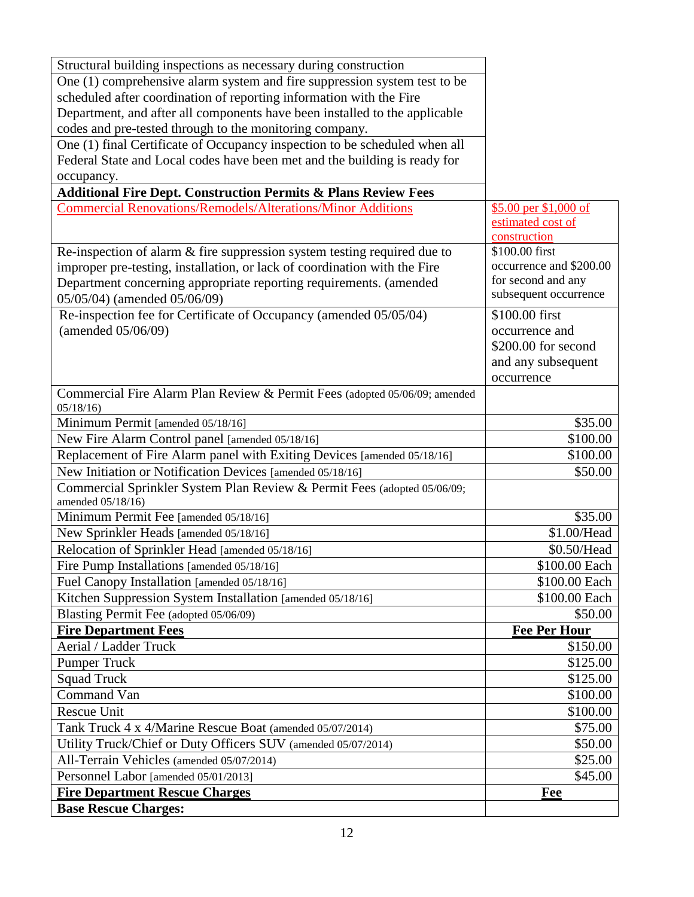| | |
|---|---|
| Structural building inspections as necessary during construction | |
| One (1) comprehensive alarm system and fire suppression system test to be scheduled after coordination of reporting information with the Fire Department, and after all components have been installed to the applicable codes and pre-tested through to the monitoring company. | |
| One (1) final Certificate of Occupancy inspection to be scheduled when all Federal State and Local codes have been met and the building is ready for occupancy. | |
| **Additional Fire Dept. Construction Permits & Plans Review Fees** | |
| Commercial Renovations/Remodels/Alterations/Minor Additions | $5.00 per $1,000 of estimated cost of construction |
| Re-inspection of alarm & fire suppression system testing required due to improper pre-testing, installation, or lack of coordination with the Fire Department concerning appropriate reporting requirements. (amended 05/05/04) (amended 05/06/09) | $100.00 first occurrence and $200.00 for second and any subsequent occurrence |
| Re-inspection fee for Certificate of Occupancy (amended 05/05/04) (amended 05/06/09) | $100.00 first occurrence and $200.00 for second and any subsequent occurrence |
| Commercial Fire Alarm Plan Review & Permit Fees (adopted 05/06/09; amended 05/18/16) | |
| Minimum Permit [amended 05/18/16] | $35.00 |
| New Fire Alarm Control panel [amended 05/18/16] | $100.00 |
| Replacement of Fire Alarm panel with Exiting Devices [amended 05/18/16] | $100.00 |
| New Initiation or Notification Devices [amended 05/18/16] | $50.00 |
| Commercial Sprinkler System Plan Review & Permit Fees (adopted 05/06/09; amended 05/18/16) | |
| Minimum Permit Fee [amended 05/18/16] | $35.00 |
| New Sprinkler Heads [amended 05/18/16] | $1.00/Head |
| Relocation of Sprinkler Head [amended 05/18/16] | $0.50/Head |
| Fire Pump Installations [amended 05/18/16] | $100.00 Each |
| Fuel Canopy Installation [amended 05/18/16] | $100.00 Each |
| Kitchen Suppression System Installation [amended 05/18/16] | $100.00 Each |
| Blasting Permit Fee (adopted 05/06/09) | $50.00 |
| **Fire Department Fees** | **Fee Per Hour** |
| Aerial / Ladder Truck | $150.00 |
| Pumper Truck | $125.00 |
| Squad Truck | $125.00 |
| Command Van | $100.00 |
| Rescue Unit | $100.00 |
| Tank Truck 4 x 4/Marine Rescue Boat (amended 05/07/2014) | $75.00 |
| Utility Truck/Chief or Duty Officers SUV (amended 05/07/2014) | $50.00 |
| All-Terrain Vehicles (amended 05/07/2014) | $25.00 |
| Personnel Labor [amended 05/01/2013] | $45.00 |
| **Fire Department Rescue Charges** | **Fee** |
| **Base Rescue Charges:** | |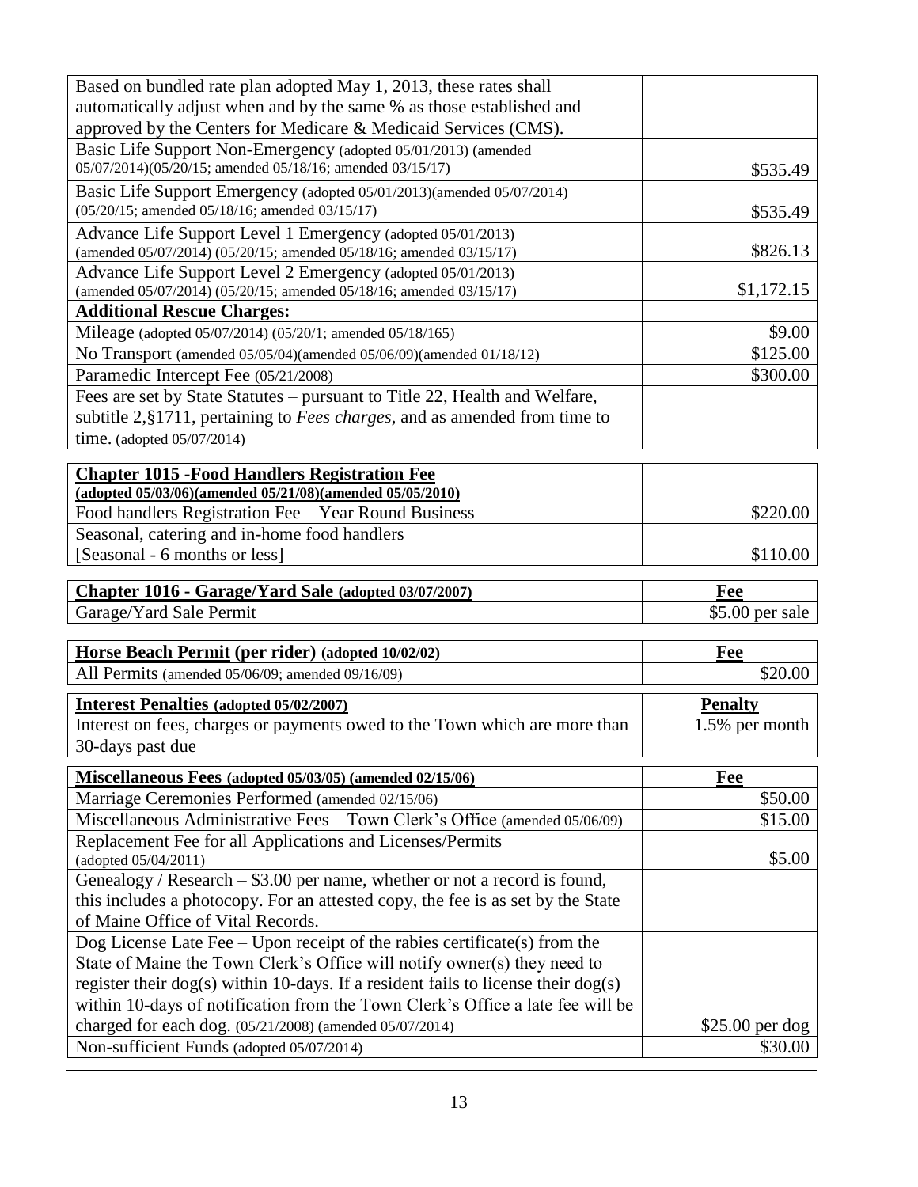| | |
|---|---|
| Based on bundled rate plan adopted May 1, 2013, these rates shall automatically adjust when and by the same % as those established and approved by the Centers for Medicare & Medicaid Services (CMS). | |
| Basic Life Support Non-Emergency (adopted 05/01/2013) (amended 05/07/2014)(05/20/15; amended 05/18/16; amended 03/15/17) | $535.49 |
| Basic Life Support Emergency (adopted 05/01/2013)(amended 05/07/2014) (05/20/15; amended 05/18/16; amended 03/15/17) | $535.49 |
| Advance Life Support Level 1 Emergency (adopted 05/01/2013) (amended 05/07/2014) (05/20/15; amended 05/18/16; amended 03/15/17) | $826.13 |
| Advance Life Support Level 2 Emergency (adopted 05/01/2013) (amended 05/07/2014) (05/20/15; amended 05/18/16; amended 03/15/17) | $1,172.15 |
| **Additional Rescue Charges:** | |
| Mileage (adopted 05/07/2014) (05/20/1; amended 05/18/165) | $9.00 |
| No Transport (amended 05/05/04)(amended 05/06/09)(amended 01/18/12) | $125.00 |
| Paramedic Intercept Fee (05/21/2008) | $300.00 |
| Fees are set by State Statutes – pursuant to Title 22, Health and Welfare, subtitle 2,§1711, pertaining to *Fees charges,* and as amended from time to time. (adopted 05/07/2014) | |

| **Chapter 1015 -Food Handlers Registration Fee (adopted 05/03/06)(amended 05/21/08)(amended 05/05/2010)** | |
|---|---|
| Food handlers Registration Fee – Year Round Business | $220.00 |
| Seasonal, catering and in-home food handlers [Seasonal - 6 months or less] | $110.00 |

| **Chapter 1016 - Garage/Yard Sale (adopted 03/07/2007)** | **Fee** |
|---|---|
| Garage/Yard Sale Permit | $5.00 per sale |

| **Horse Beach Permit (per rider) (adopted 10/02/02)** | **Fee** |
|---|---|
| All Permits (amended 05/06/09; amended 09/16/09) | $20.00 |

| **Interest Penalties (adopted 05/02/2007)** | **Penalty** |
|---|---|
| Interest on fees, charges or payments owed to the Town which are more than 30-days past due | 1.5% per month |

| **Miscellaneous Fees (adopted 05/03/05) (amended 02/15/06)** | **Fee** |
|---|---|
| Marriage Ceremonies Performed (amended 02/15/06) | $50.00 |
| Miscellaneous Administrative Fees – Town Clerk's Office (amended 05/06/09) | $15.00 |
| Replacement Fee for all Applications and Licenses/Permits (adopted 05/04/2011) | $5.00 |
| Genealogy / Research – $3.00 per name, whether or not a record is found, this includes a photocopy. For an attested copy, the fee is as set by the State of Maine Office of Vital Records. | |
| Dog License Late Fee – Upon receipt of the rabies certificate(s) from the State of Maine the Town Clerk's Office will notify owner(s) they need to register their dog(s) within 10-days. If a resident fails to license their dog(s) within 10-days of notification from the Town Clerk's Office a late fee will be charged for each dog. (05/21/2008) (amended 05/07/2014) | $25.00 per dog |
| Non-sufficient Funds (adopted 05/07/2014) | $30.00 |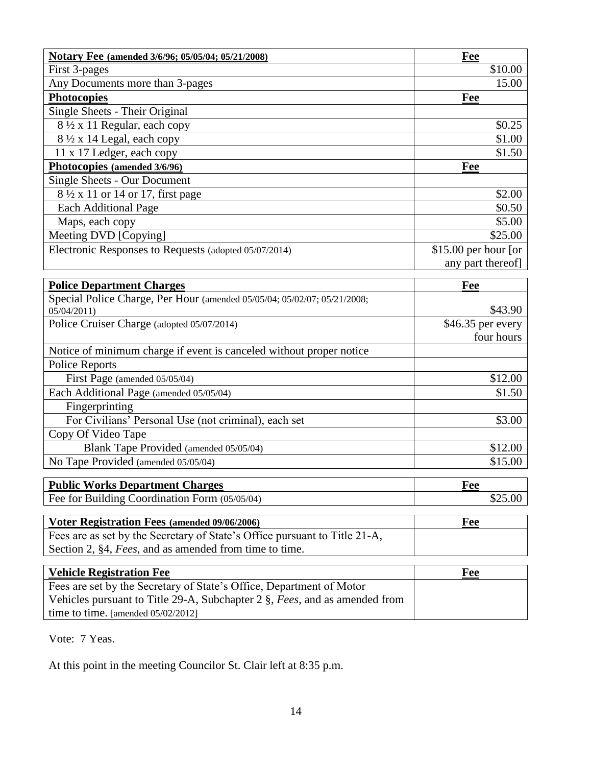| **Notary Fee (amended 3/6/96; 05/05/04; 05/21/2008)** | **Fee** |
|---|---|
| First 3-pages | $10.00 |
| Any Documents more than 3-pages | 15.00 |
| **Photocopies** | **Fee** |
| Single Sheets - Their Original | |
| 8 ½ x 11 Regular, each copy | $0.25 |
| 8 ½ x 14 Legal, each copy | $1.00 |
| 11 x 17 Ledger, each copy | $1.50 |
| **Photocopies (amended 3/6/96)** | **Fee** |
| Single Sheets - Our Document | |
| 8 ½ x 11 or 14 or 17, first page | $2.00 |
| Each Additional Page | $0.50 |
| Maps, each copy | $5.00 |
| Meeting DVD [Copying] | $25.00 |
| Electronic Responses to Requests (adopted 05/07/2014) | $15.00 per hour [or any part thereof] |

| **Police Department Charges** | **Fee** |
|---|---|
| Special Police Charge, Per Hour (amended 05/05/04; 05/02/07; 05/21/2008; 05/04/2011) | $43.90 |
| Police Cruiser Charge (adopted 05/07/2014) | $46.35 per every four hours |
| Notice of minimum charge if event is canceled without proper notice | |
| Police Reports | |
| First Page (amended 05/05/04) | $12.00 |
| Each Additional Page (amended 05/05/04) | $1.50 |
| Fingerprinting | |
| For Civilians' Personal Use (not criminal), each set | $3.00 |
| Copy Of Video Tape | |
| Blank Tape Provided (amended 05/05/04) | $12.00 |
| No Tape Provided (amended 05/05/04) | $15.00 |

| **Public Works Department Charges** | **Fee** |
|---|---|
| Fee for Building Coordination Form (05/05/04) | $25.00 |

| **Voter Registration Fees (amended 09/06/2006)** | **Fee** |
|---|---|
| Fees are as set by the Secretary of State's Office pursuant to Title 21-A, Section 2, §4, *Fees*, and as amended from time to time. | |

| **Vehicle Registration Fee** | **Fee** |
|---|---|
| Fees are set by the Secretary of State's Office, Department of Motor Vehicles pursuant to Title 29-A, Subchapter 2 §, *Fees*, and as amended from time to time. [amended 05/02/2012] | |

Vote: 7 Yeas.

At this point in the meeting Councilor St. Clair left at 8:35 p.m.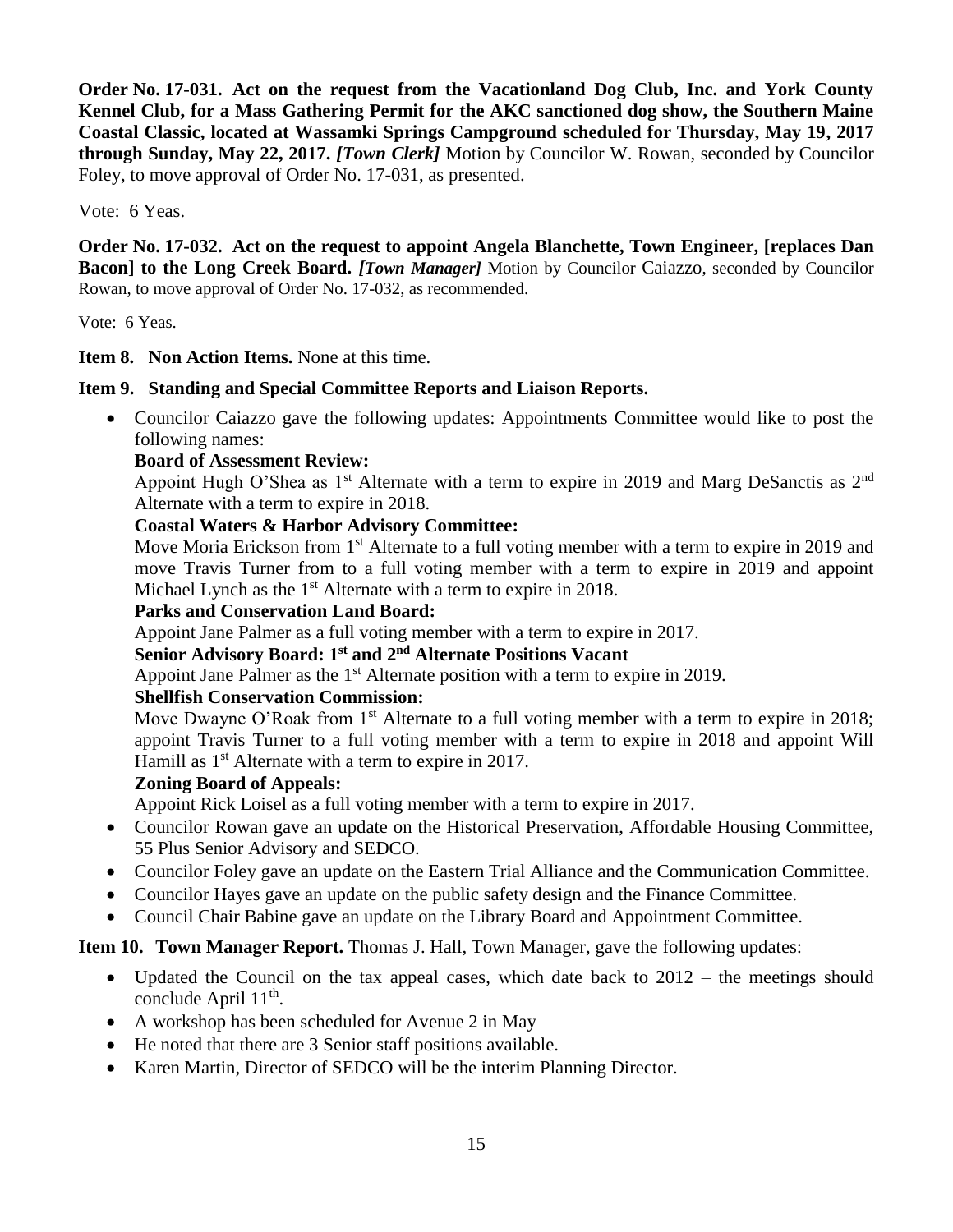**Order No. 17-031. Act on the request from the Vacationland Dog Club, Inc. and York County Kennel Club, for a Mass Gathering Permit for the AKC sanctioned dog show, the Southern Maine Coastal Classic, located at Wassamki Springs Campground scheduled for Thursday, May 19, 2017 through Sunday, May 22, 2017.** ***[Town Clerk]*** Motion by Councilor W. Rowan, seconded by Councilor Foley, to move approval of Order No. 17-031, as presented.

Vote: 6 Yeas.

**Order No. 17-032. Act on the request to appoint Angela Blanchette, Town Engineer, [replaces Dan Bacon] to the Long Creek Board.** ***[Town Manager]*** Motion by Councilor Caiazzo, seconded by Councilor Rowan, to move approval of Order No. 17-032, as recommended.

Vote: 6 Yeas.

**Item 8. Non Action Items.** None at this time.

**Item 9. Standing and Special Committee Reports and Liaison Reports.**

- Councilor Caiazzo gave the following updates: Appointments Committee would like to post the following names:

  **Board of Assessment Review:**

  Appoint Hugh O'Shea as 1st Alternate with a term to expire in 2019 and Marg DeSanctis as 2nd Alternate with a term to expire in 2018.

  **Coastal Waters & Harbor Advisory Committee:**

  Move Moria Erickson from 1st Alternate to a full voting member with a term to expire in 2019 and move Travis Turner from to a full voting member with a term to expire in 2019 and appoint Michael Lynch as the 1st Alternate with a term to expire in 2018.

  **Parks and Conservation Land Board:**

  Appoint Jane Palmer as a full voting member with a term to expire in 2017.

  **Senior Advisory Board: 1st and 2nd Alternate Positions Vacant**

  Appoint Jane Palmer as the 1st Alternate position with a term to expire in 2019.

  **Shellfish Conservation Commission:**

  Move Dwayne O'Roak from 1st Alternate to a full voting member with a term to expire in 2018; appoint Travis Turner to a full voting member with a term to expire in 2018 and appoint Will Hamill as 1st Alternate with a term to expire in 2017.

  **Zoning Board of Appeals:**

  Appoint Rick Loisel as a full voting member with a term to expire in 2017.

- Councilor Rowan gave an update on the Historical Preservation, Affordable Housing Committee, 55 Plus Senior Advisory and SEDCO.
- Councilor Foley gave an update on the Eastern Trial Alliance and the Communication Committee.
- Councilor Hayes gave an update on the public safety design and the Finance Committee.
- Council Chair Babine gave an update on the Library Board and Appointment Committee.

**Item 10. Town Manager Report.** Thomas J. Hall, Town Manager, gave the following updates:

- Updated the Council on the tax appeal cases, which date back to 2012 – the meetings should conclude April 11th.
- A workshop has been scheduled for Avenue 2 in May
- He noted that there are 3 Senior staff positions available.
- Karen Martin, Director of SEDCO will be the interim Planning Director.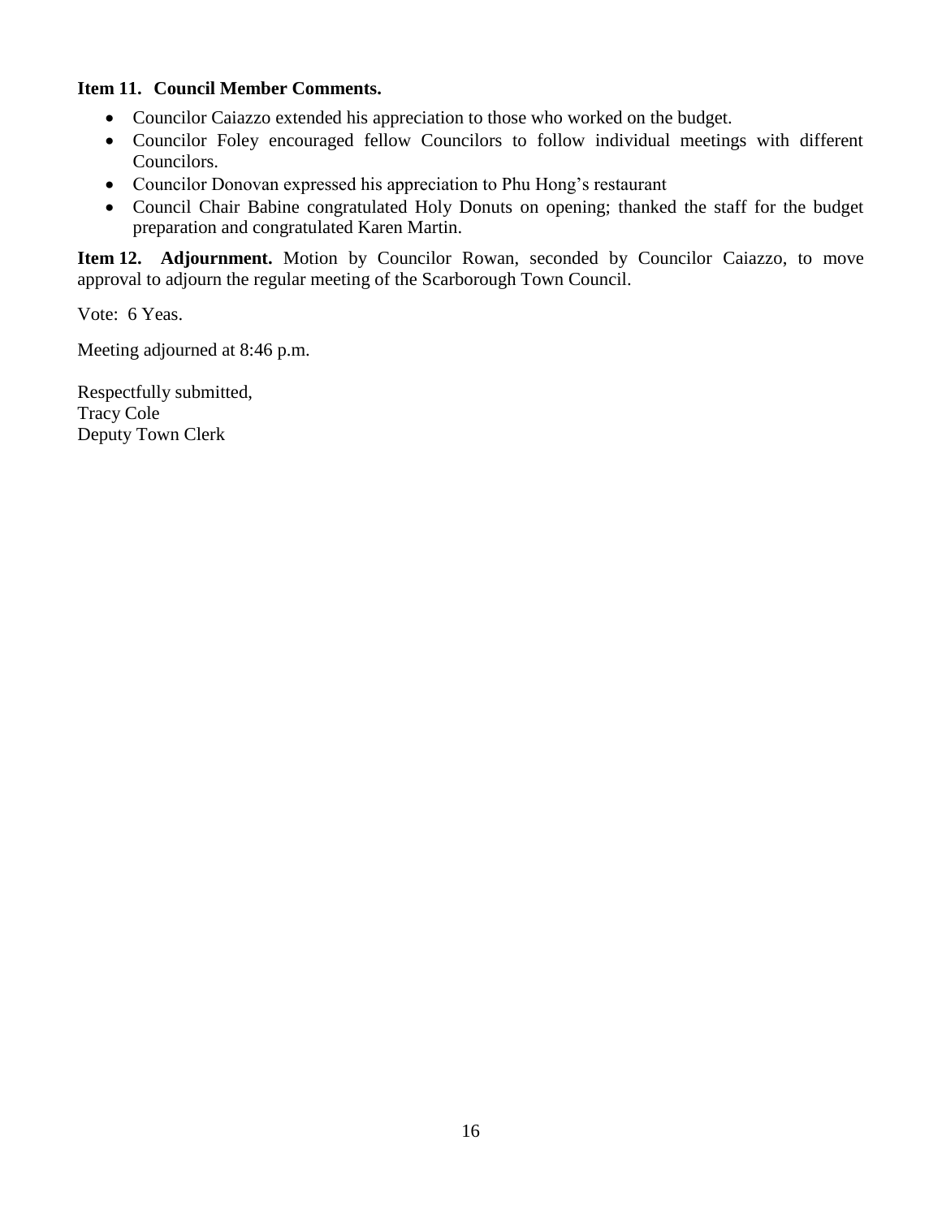**Item 11. Council Member Comments.**

- Councilor Caiazzo extended his appreciation to those who worked on the budget.
- Councilor Foley encouraged fellow Councilors to follow individual meetings with different Councilors.
- Councilor Donovan expressed his appreciation to Phu Hong's restaurant
- Council Chair Babine congratulated Holy Donuts on opening; thanked the staff for the budget preparation and congratulated Karen Martin.

**Item 12. Adjournment.** Motion by Councilor Rowan, seconded by Councilor Caiazzo, to move approval to adjourn the regular meeting of the Scarborough Town Council.

Vote: 6 Yeas.

Meeting adjourned at 8:46 p.m.

Respectfully submitted,
Tracy Cole
Deputy Town Clerk